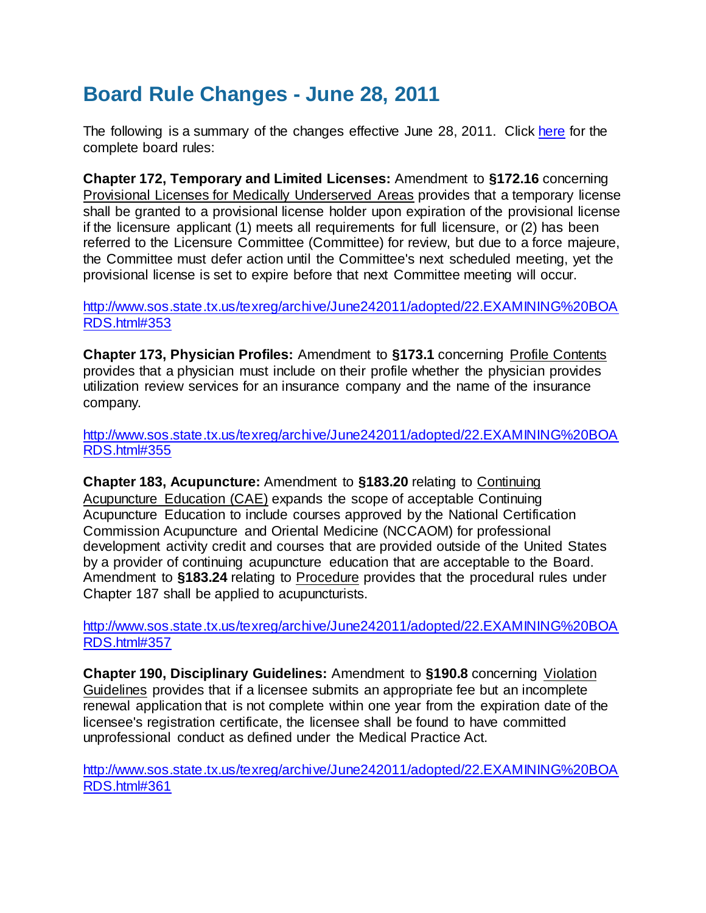# Board Rule Changes - June 28, 2011

The following is a summary of the changes effective June 28, 2011. Click here for the complete board rules:

**Chapter 172, Temporary and Limited Licenses:** Amendment to **§172.16** concerning Provisional Licenses for Medically Underserved Areas provides that a temporary license shall be granted to a provisional license holder upon expiration of the provisional license if the licensure applicant (1) meets all requirements for full licensure, or (2) has been referred to the Licensure Committee (Committee) for review, but due to a force majeure, the Committee must defer action until the Committee's next scheduled meeting, yet the provisional license is set to expire before that next Committee meeting will occur.

http://www.sos.state.tx.us/texreg/archive/June242011/adopted/22.EXAMINING%20BOARDS.html#353

**Chapter 173, Physician Profiles:** Amendment to **§173.1** concerning Profile Contents provides that a physician must include on their profile whether the physician provides utilization review services for an insurance company and the name of the insurance company.

http://www.sos.state.tx.us/texreg/archive/June242011/adopted/22.EXAMINING%20BOARDS.html#355

**Chapter 183, Acupuncture:** Amendment to **§183.20** relating to Continuing Acupuncture Education (CAE) expands the scope of acceptable Continuing Acupuncture Education to include courses approved by the National Certification Commission Acupuncture and Oriental Medicine (NCCAOM) for professional development activity credit and courses that are provided outside of the United States by a provider of continuing acupuncture education that are acceptable to the Board. Amendment to **§183.24** relating to Procedure provides that the procedural rules under Chapter 187 shall be applied to acupuncturists.

http://www.sos.state.tx.us/texreg/archive/June242011/adopted/22.EXAMINING%20BOARDS.html#357

**Chapter 190, Disciplinary Guidelines:** Amendment to **§190.8** concerning Violation Guidelines provides that if a licensee submits an appropriate fee but an incomplete renewal application that is not complete within one year from the expiration date of the licensee's registration certificate, the licensee shall be found to have committed unprofessional conduct as defined under the Medical Practice Act.

http://www.sos.state.tx.us/texreg/archive/June242011/adopted/22.EXAMINING%20BOARDS.html#361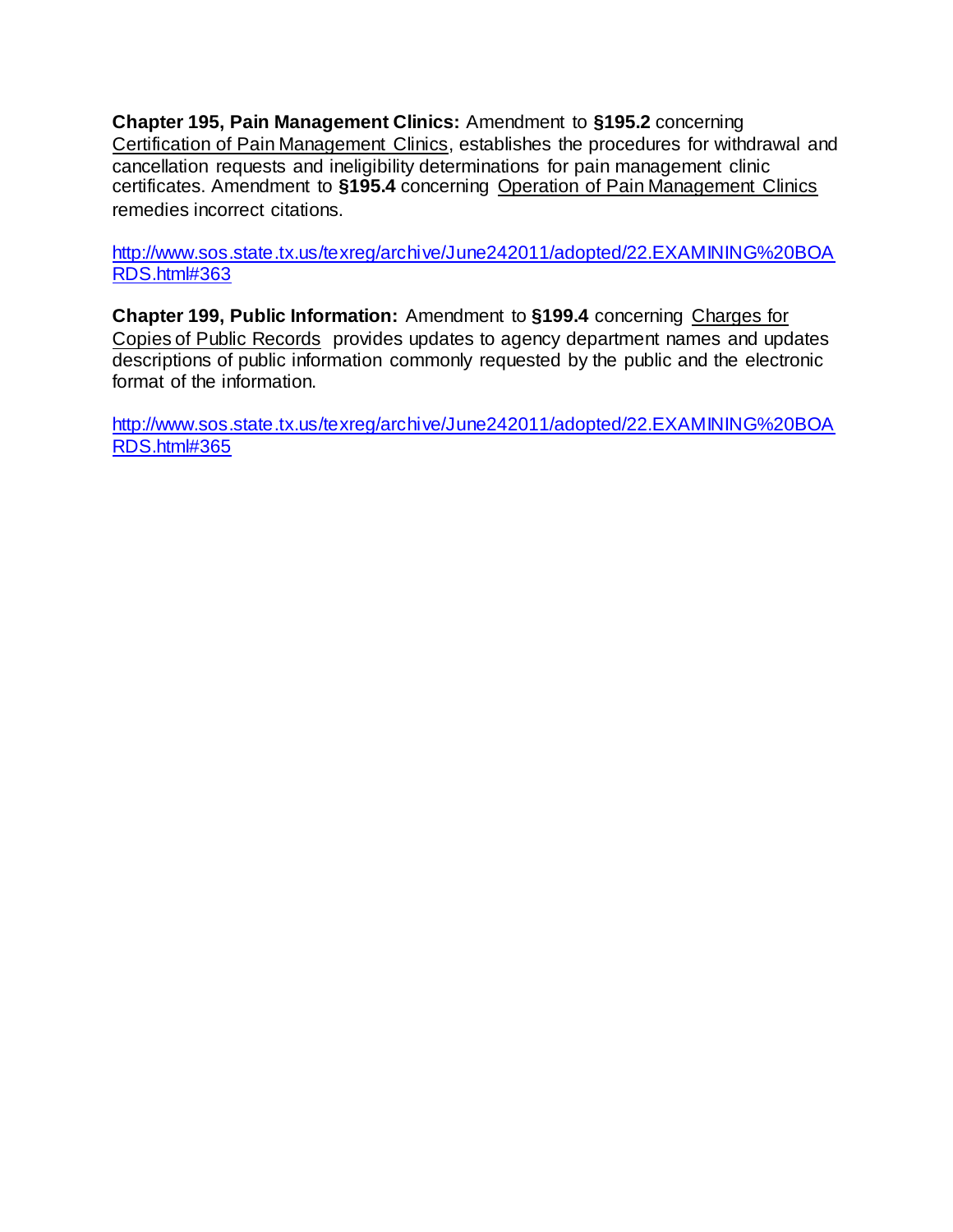**Chapter 195, Pain Management Clinics:** Amendment to **§195.2** concerning Certification of Pain Management Clinics, establishes the procedures for withdrawal and cancellation requests and ineligibility determinations for pain management clinic certificates. Amendment to **§195.4** concerning Operation of Pain Management Clinics remedies incorrect citations.

http://www.sos.state.tx.us/texreg/archive/June242011/adopted/22.EXAMINING%20BOARDS.html#363

**Chapter 199, Public Information:** Amendment to **§199.4** concerning Charges for Copies of Public Records provides updates to agency department names and updates descriptions of public information commonly requested by the public and the electronic format of the information.

http://www.sos.state.tx.us/texreg/archive/June242011/adopted/22.EXAMINING%20BOARDS.html#365